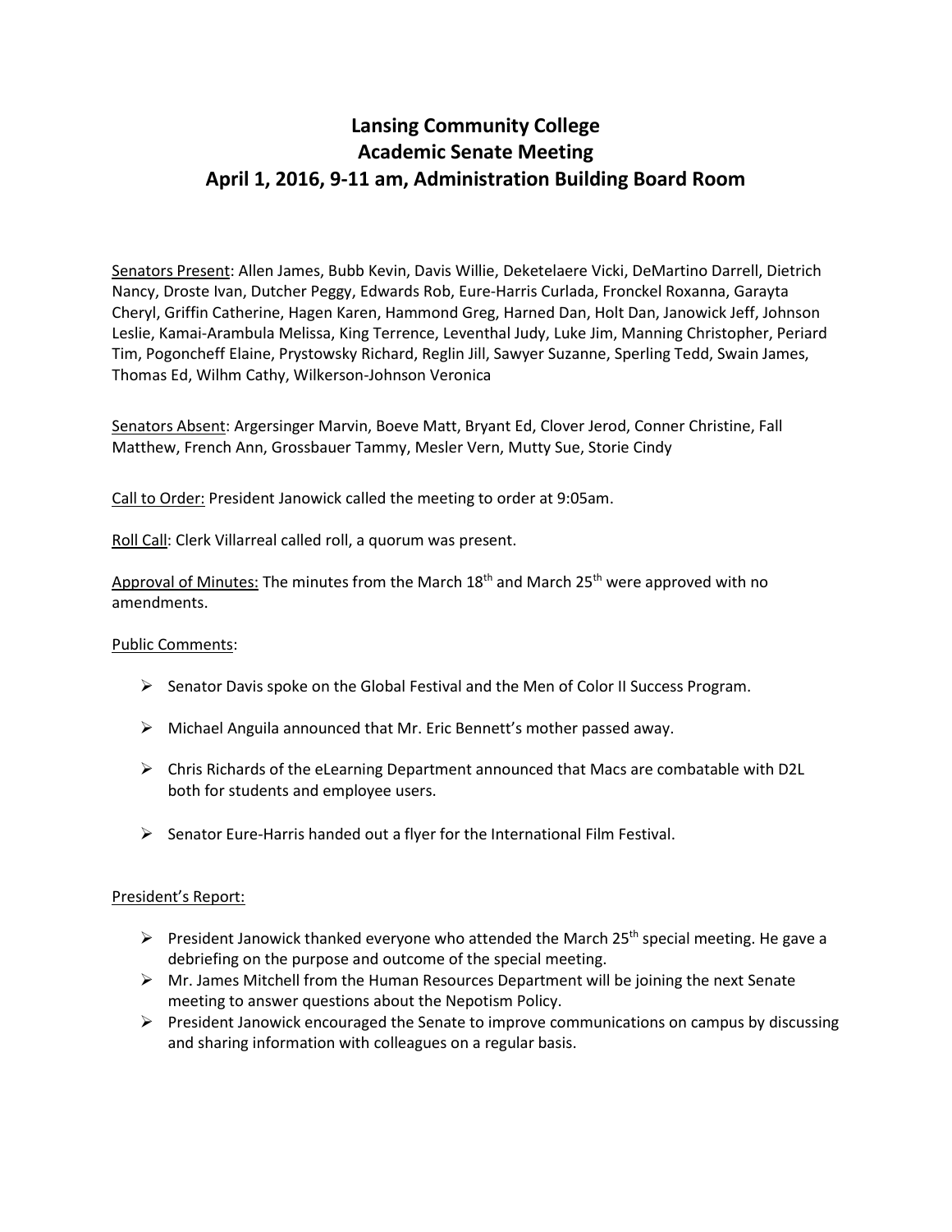# Lansing Community College
# Academic Senate Meeting
# April 1, 2016, 9-11 am, Administration Building Board Room

Senators Present: Allen James, Bubb Kevin, Davis Willie, Deketelaere Vicki, DeMartino Darrell, Dietrich Nancy, Droste Ivan, Dutcher Peggy, Edwards Rob, Eure-Harris Curlada, Fronckel Roxanna, Garayta Cheryl, Griffin Catherine, Hagen Karen, Hammond Greg, Harned Dan, Holt Dan, Janowick Jeff, Johnson Leslie, Kamai-Arambula Melissa, King Terrence, Leventhal Judy, Luke Jim, Manning Christopher, Periard Tim, Pogoncheff Elaine, Prystowsky Richard, Reglin Jill, Sawyer Suzanne, Sperling Tedd, Swain James, Thomas Ed, Wilhm Cathy, Wilkerson-Johnson Veronica

Senators Absent: Argersinger Marvin, Boeve Matt, Bryant Ed, Clover Jerod, Conner Christine, Fall Matthew, French Ann, Grossbauer Tammy, Mesler Vern, Mutty Sue, Storie Cindy

Call to Order: President Janowick called the meeting to order at 9:05am.

Roll Call: Clerk Villarreal called roll, a quorum was present.

Approval of Minutes: The minutes from the March 18th and March 25th were approved with no amendments.

Public Comments:

- Senator Davis spoke on the Global Festival and the Men of Color II Success Program.
- Michael Anguila announced that Mr. Eric Bennett's mother passed away.
- Chris Richards of the eLearning Department announced that Macs are combatable with D2L both for students and employee users.
- Senator Eure-Harris handed out a flyer for the International Film Festival.

President's Report:

- President Janowick thanked everyone who attended the March 25th special meeting. He gave a debriefing on the purpose and outcome of the special meeting.
- Mr. James Mitchell from the Human Resources Department will be joining the next Senate meeting to answer questions about the Nepotism Policy.
- President Janowick encouraged the Senate to improve communications on campus by discussing and sharing information with colleagues on a regular basis.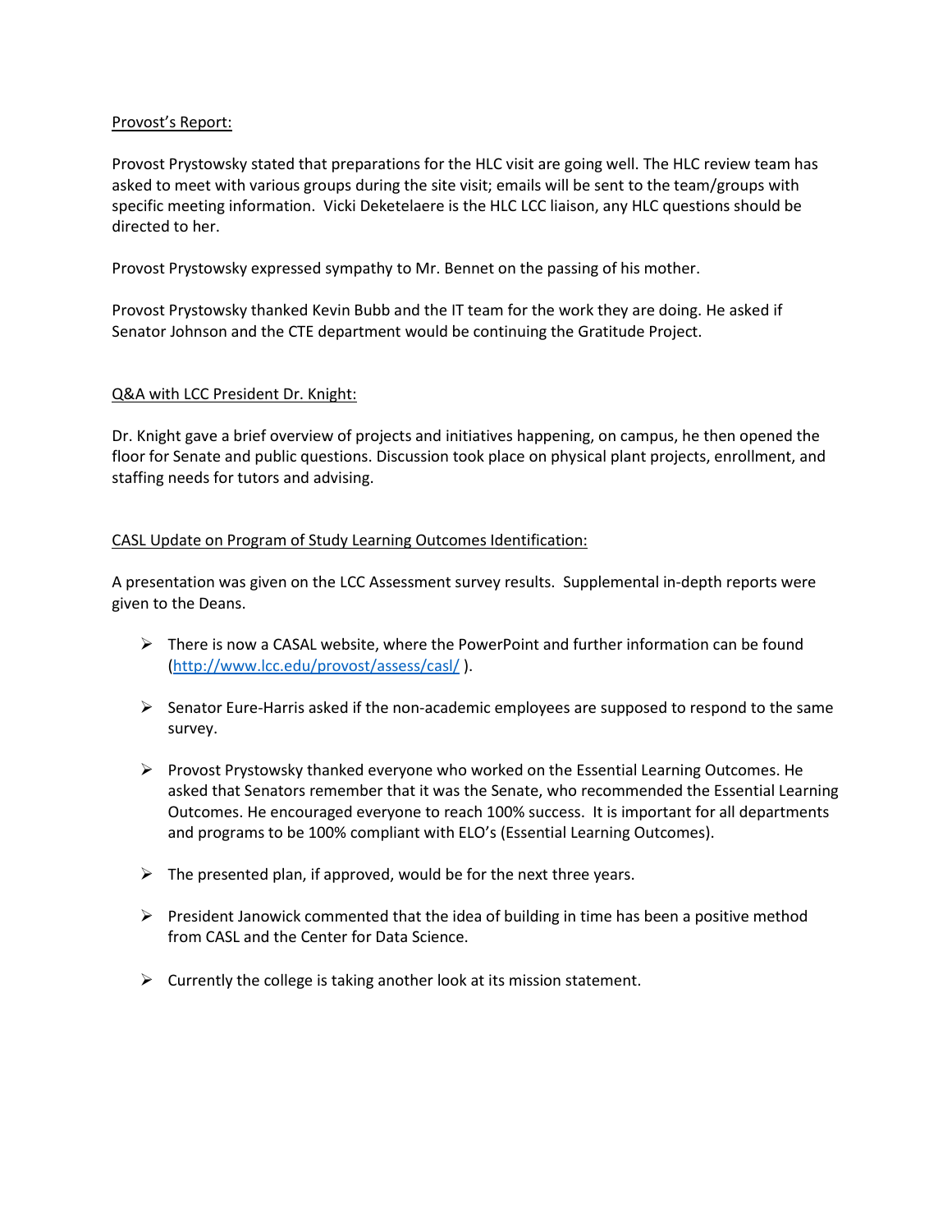Provost's Report:

Provost Prystowsky stated that preparations for the HLC visit are going well. The HLC review team has asked to meet with various groups during the site visit; emails will be sent to the team/groups with specific meeting information. Vicki Deketelaere is the HLC LCC liaison, any HLC questions should be directed to her.

Provost Prystowsky expressed sympathy to Mr. Bennet on the passing of his mother.

Provost Prystowsky thanked Kevin Bubb and the IT team for the work they are doing. He asked if Senator Johnson and the CTE department would be continuing the Gratitude Project.

Q&A with LCC President Dr. Knight:

Dr. Knight gave a brief overview of projects and initiatives happening, on campus, he then opened the floor for Senate and public questions. Discussion took place on physical plant projects, enrollment, and staffing needs for tutors and advising.

CASL Update on Program of Study Learning Outcomes Identification:

A presentation was given on the LCC Assessment survey results. Supplemental in-depth reports were given to the Deans.

- There is now a CASAL website, where the PowerPoint and further information can be found ([http://www.lcc.edu/provost/assess/casl/](http://www.lcc.edu/provost/assess/casl/) ).
- Senator Eure-Harris asked if the non-academic employees are supposed to respond to the same survey.
- Provost Prystowsky thanked everyone who worked on the Essential Learning Outcomes. He asked that Senators remember that it was the Senate, who recommended the Essential Learning Outcomes. He encouraged everyone to reach 100% success. It is important for all departments and programs to be 100% compliant with ELO's (Essential Learning Outcomes).
- The presented plan, if approved, would be for the next three years.
- President Janowick commented that the idea of building in time has been a positive method from CASL and the Center for Data Science.
- Currently the college is taking another look at its mission statement.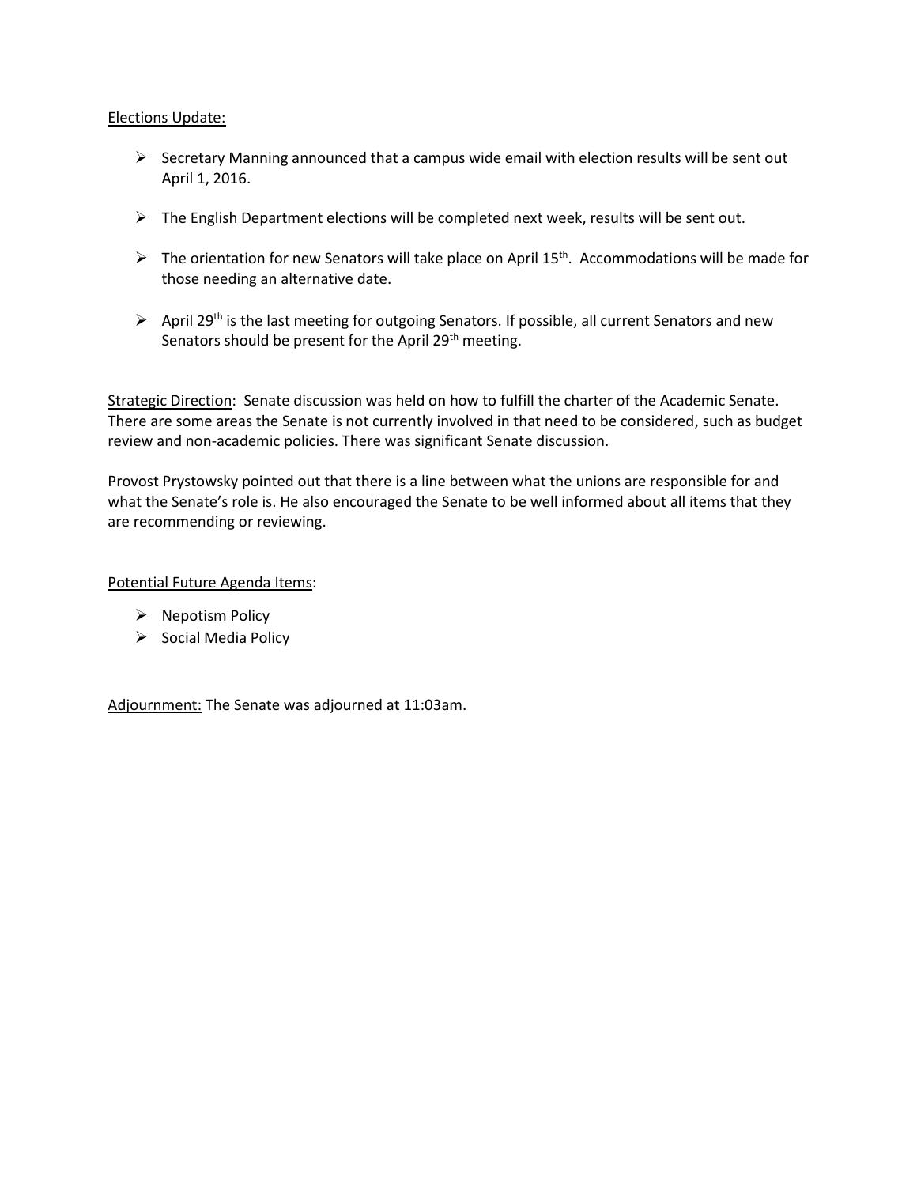Elections Update:

- Secretary Manning announced that a campus wide email with election results will be sent out April 1, 2016.

- The English Department elections will be completed next week, results will be sent out.

- The orientation for new Senators will take place on April 15th. Accommodations will be made for those needing an alternative date.

- April 29th is the last meeting for outgoing Senators. If possible, all current Senators and new Senators should be present for the April 29th meeting.

Strategic Direction: Senate discussion was held on how to fulfill the charter of the Academic Senate. There are some areas the Senate is not currently involved in that need to be considered, such as budget review and non-academic policies. There was significant Senate discussion.

Provost Prystowsky pointed out that there is a line between what the unions are responsible for and what the Senate's role is. He also encouraged the Senate to be well informed about all items that they are recommending or reviewing.

Potential Future Agenda Items:

- Nepotism Policy
- Social Media Policy

Adjournment: The Senate was adjourned at 11:03am.